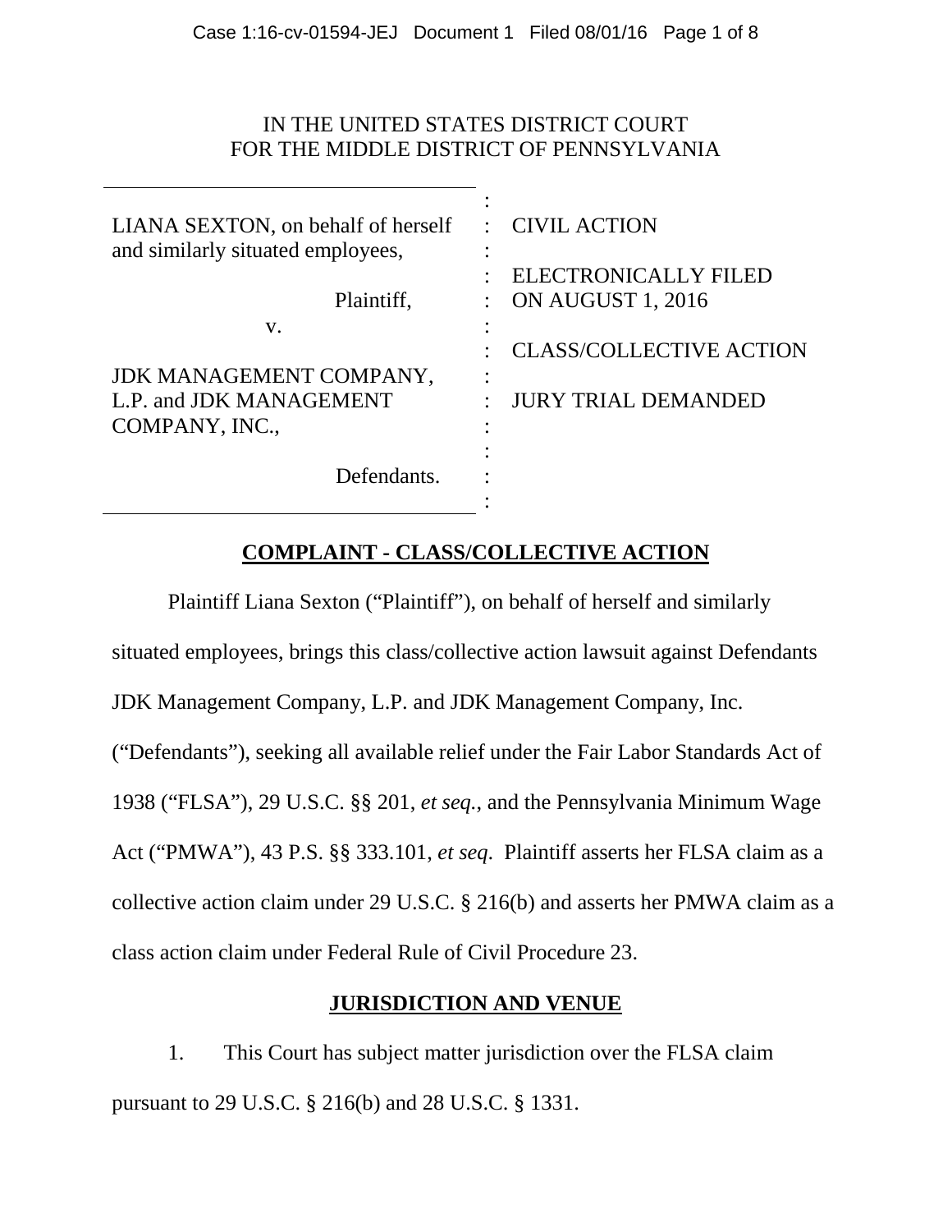IN THE UNITED STATES DISTRICT COURT
FOR THE MIDDLE DISTRICT OF PENNSYLVANIA

| | |
|---|---|
| LIANA SEXTON, on behalf of herself and similarly situated employees, | CIVIL ACTION |
| Plaintiff, | ELECTRONICALLY FILED ON AUGUST 1, 2016 |
| v. | CLASS/COLLECTIVE ACTION |
| JDK MANAGEMENT COMPANY, L.P. and JDK MANAGEMENT COMPANY, INC., | JURY TRIAL DEMANDED |
| Defendants. | |

## COMPLAINT - CLASS/COLLECTIVE ACTION

Plaintiff Liana Sexton ("Plaintiff"), on behalf of herself and similarly situated employees, brings this class/collective action lawsuit against Defendants JDK Management Company, L.P. and JDK Management Company, Inc. ("Defendants"), seeking all available relief under the Fair Labor Standards Act of 1938 ("FLSA"), 29 U.S.C. §§ 201, *et seq.*, and the Pennsylvania Minimum Wage Act ("PMWA"), 43 P.S. §§ 333.101, *et seq*. Plaintiff asserts her FLSA claim as a collective action claim under 29 U.S.C. § 216(b) and asserts her PMWA claim as a class action claim under Federal Rule of Civil Procedure 23.

## JURISDICTION AND VENUE

1. This Court has subject matter jurisdiction over the FLSA claim pursuant to 29 U.S.C. § 216(b) and 28 U.S.C. § 1331.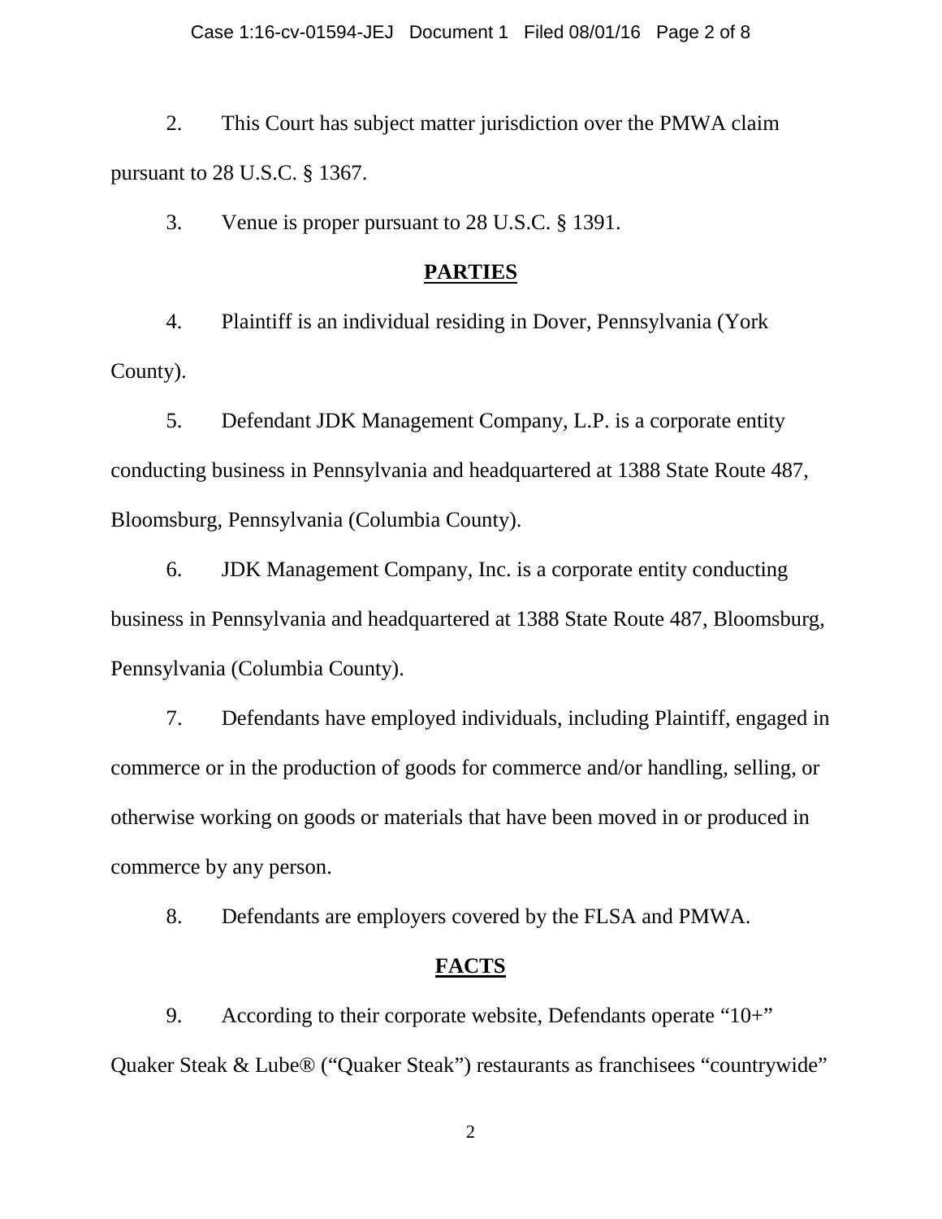2. This Court has subject matter jurisdiction over the PMWA claim pursuant to 28 U.S.C. § 1367.

3. Venue is proper pursuant to 28 U.S.C. § 1391.

## PARTIES

4. Plaintiff is an individual residing in Dover, Pennsylvania (York County).

5. Defendant JDK Management Company, L.P. is a corporate entity conducting business in Pennsylvania and headquartered at 1388 State Route 487, Bloomsburg, Pennsylvania (Columbia County).

6. JDK Management Company, Inc. is a corporate entity conducting business in Pennsylvania and headquartered at 1388 State Route 487, Bloomsburg, Pennsylvania (Columbia County).

7. Defendants have employed individuals, including Plaintiff, engaged in commerce or in the production of goods for commerce and/or handling, selling, or otherwise working on goods or materials that have been moved in or produced in commerce by any person.

8. Defendants are employers covered by the FLSA and PMWA.

## FACTS

9. According to their corporate website, Defendants operate "10+" Quaker Steak & Lube® ("Quaker Steak") restaurants as franchisees "countrywide"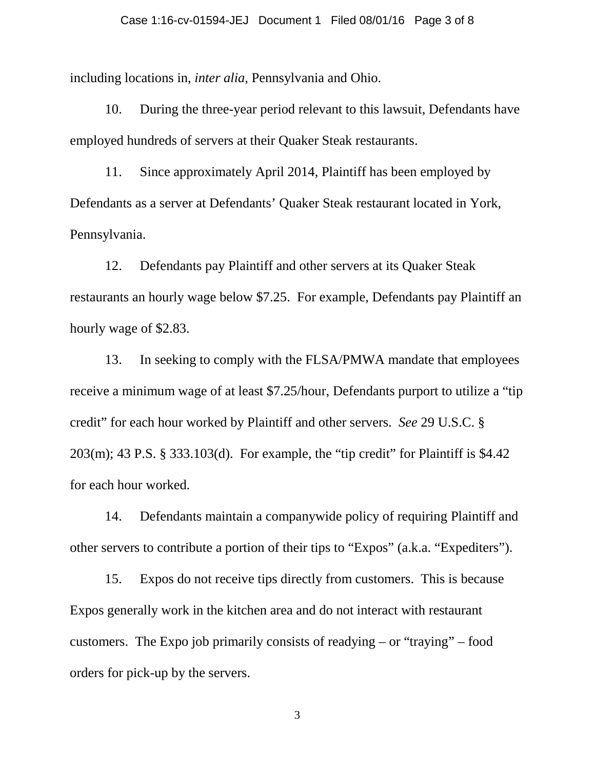including locations in, *inter alia*, Pennsylvania and Ohio.

10. During the three-year period relevant to this lawsuit, Defendants have employed hundreds of servers at their Quaker Steak restaurants.

11. Since approximately April 2014, Plaintiff has been employed by Defendants as a server at Defendants' Quaker Steak restaurant located in York, Pennsylvania.

12. Defendants pay Plaintiff and other servers at its Quaker Steak restaurants an hourly wage below $7.25. For example, Defendants pay Plaintiff an hourly wage of $2.83.

13. In seeking to comply with the FLSA/PMWA mandate that employees receive a minimum wage of at least $7.25/hour, Defendants purport to utilize a "tip credit" for each hour worked by Plaintiff and other servers. *See* 29 U.S.C. § 203(m); 43 P.S. § 333.103(d). For example, the "tip credit" for Plaintiff is $4.42 for each hour worked.

14. Defendants maintain a companywide policy of requiring Plaintiff and other servers to contribute a portion of their tips to "Expos" (a.k.a. "Expediters").

15. Expos do not receive tips directly from customers. This is because Expos generally work in the kitchen area and do not interact with restaurant customers. The Expo job primarily consists of readying – or "traying" – food orders for pick-up by the servers.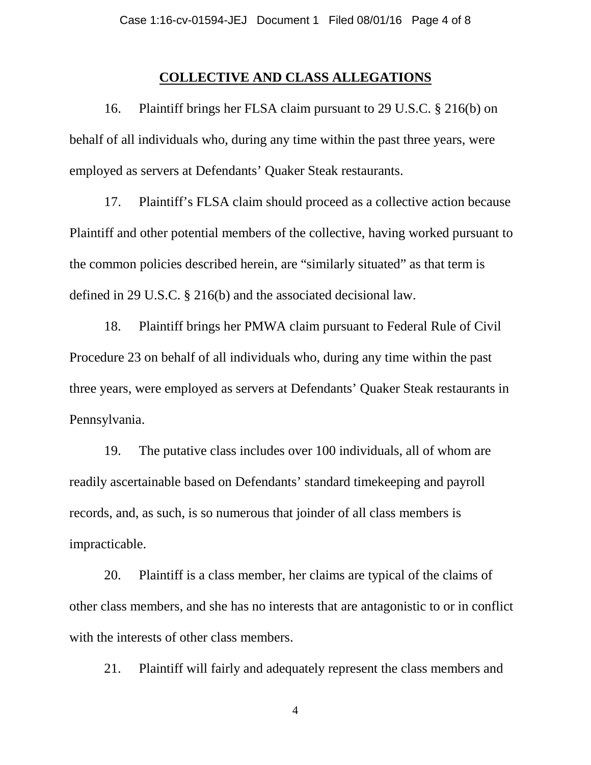## COLLECTIVE AND CLASS ALLEGATIONS

16. Plaintiff brings her FLSA claim pursuant to 29 U.S.C. § 216(b) on behalf of all individuals who, during any time within the past three years, were employed as servers at Defendants' Quaker Steak restaurants.

17. Plaintiff's FLSA claim should proceed as a collective action because Plaintiff and other potential members of the collective, having worked pursuant to the common policies described herein, are "similarly situated" as that term is defined in 29 U.S.C. § 216(b) and the associated decisional law.

18. Plaintiff brings her PMWA claim pursuant to Federal Rule of Civil Procedure 23 on behalf of all individuals who, during any time within the past three years, were employed as servers at Defendants' Quaker Steak restaurants in Pennsylvania.

19. The putative class includes over 100 individuals, all of whom are readily ascertainable based on Defendants' standard timekeeping and payroll records, and, as such, is so numerous that joinder of all class members is impracticable.

20. Plaintiff is a class member, her claims are typical of the claims of other class members, and she has no interests that are antagonistic to or in conflict with the interests of other class members.

21. Plaintiff will fairly and adequately represent the class members and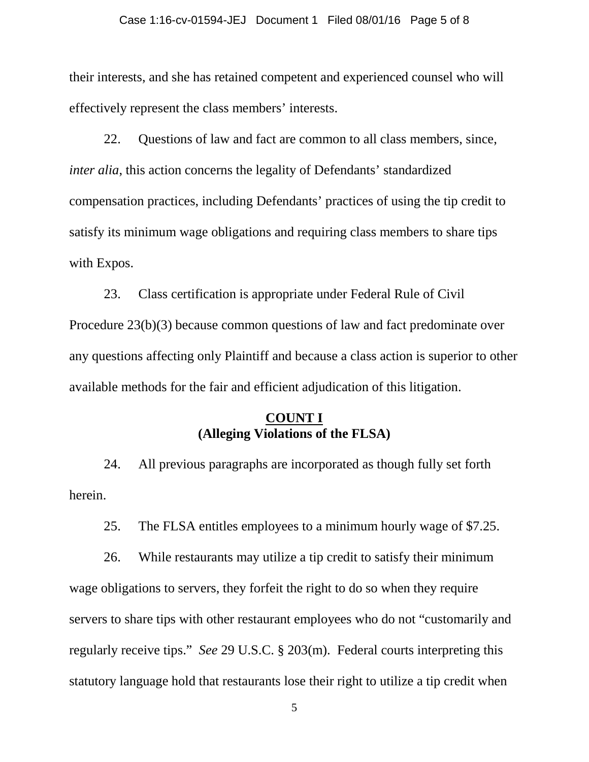their interests, and she has retained competent and experienced counsel who will effectively represent the class members' interests.

22. Questions of law and fact are common to all class members, since, *inter alia*, this action concerns the legality of Defendants' standardized compensation practices, including Defendants' practices of using the tip credit to satisfy its minimum wage obligations and requiring class members to share tips with Expos.

23. Class certification is appropriate under Federal Rule of Civil Procedure 23(b)(3) because common questions of law and fact predominate over any questions affecting only Plaintiff and because a class action is superior to other available methods for the fair and efficient adjudication of this litigation.

## COUNT I
## (Alleging Violations of the FLSA)

24. All previous paragraphs are incorporated as though fully set forth herein.

25. The FLSA entitles employees to a minimum hourly wage of $7.25.

26. While restaurants may utilize a tip credit to satisfy their minimum wage obligations to servers, they forfeit the right to do so when they require servers to share tips with other restaurant employees who do not "customarily and regularly receive tips." *See* 29 U.S.C. § 203(m). Federal courts interpreting this statutory language hold that restaurants lose their right to utilize a tip credit when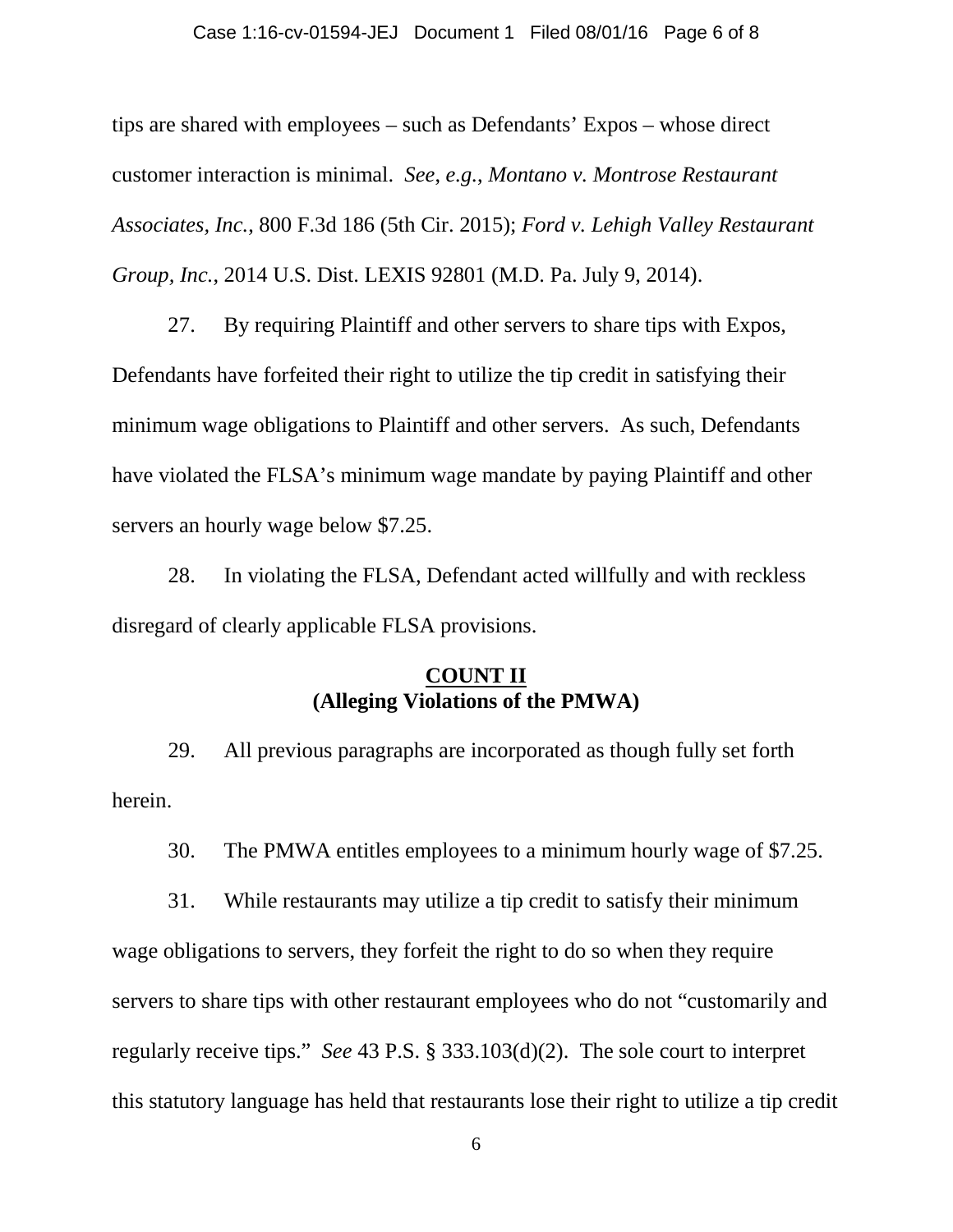tips are shared with employees – such as Defendants' Expos – whose direct customer interaction is minimal. *See, e.g.*, *Montano v. Montrose Restaurant Associates, Inc.*, 800 F.3d 186 (5th Cir. 2015); *Ford v. Lehigh Valley Restaurant Group, Inc.*, 2014 U.S. Dist. LEXIS 92801 (M.D. Pa. July 9, 2014).

27. By requiring Plaintiff and other servers to share tips with Expos, Defendants have forfeited their right to utilize the tip credit in satisfying their minimum wage obligations to Plaintiff and other servers. As such, Defendants have violated the FLSA's minimum wage mandate by paying Plaintiff and other servers an hourly wage below $7.25.

28. In violating the FLSA, Defendant acted willfully and with reckless disregard of clearly applicable FLSA provisions.

**<u>COUNT II</u>**
**(Alleging Violations of the PMWA)**

29. All previous paragraphs are incorporated as though fully set forth herein.

30. The PMWA entitles employees to a minimum hourly wage of $7.25.

31. While restaurants may utilize a tip credit to satisfy their minimum wage obligations to servers, they forfeit the right to do so when they require servers to share tips with other restaurant employees who do not "customarily and regularly receive tips." *See* 43 P.S. § 333.103(d)(2). The sole court to interpret this statutory language has held that restaurants lose their right to utilize a tip credit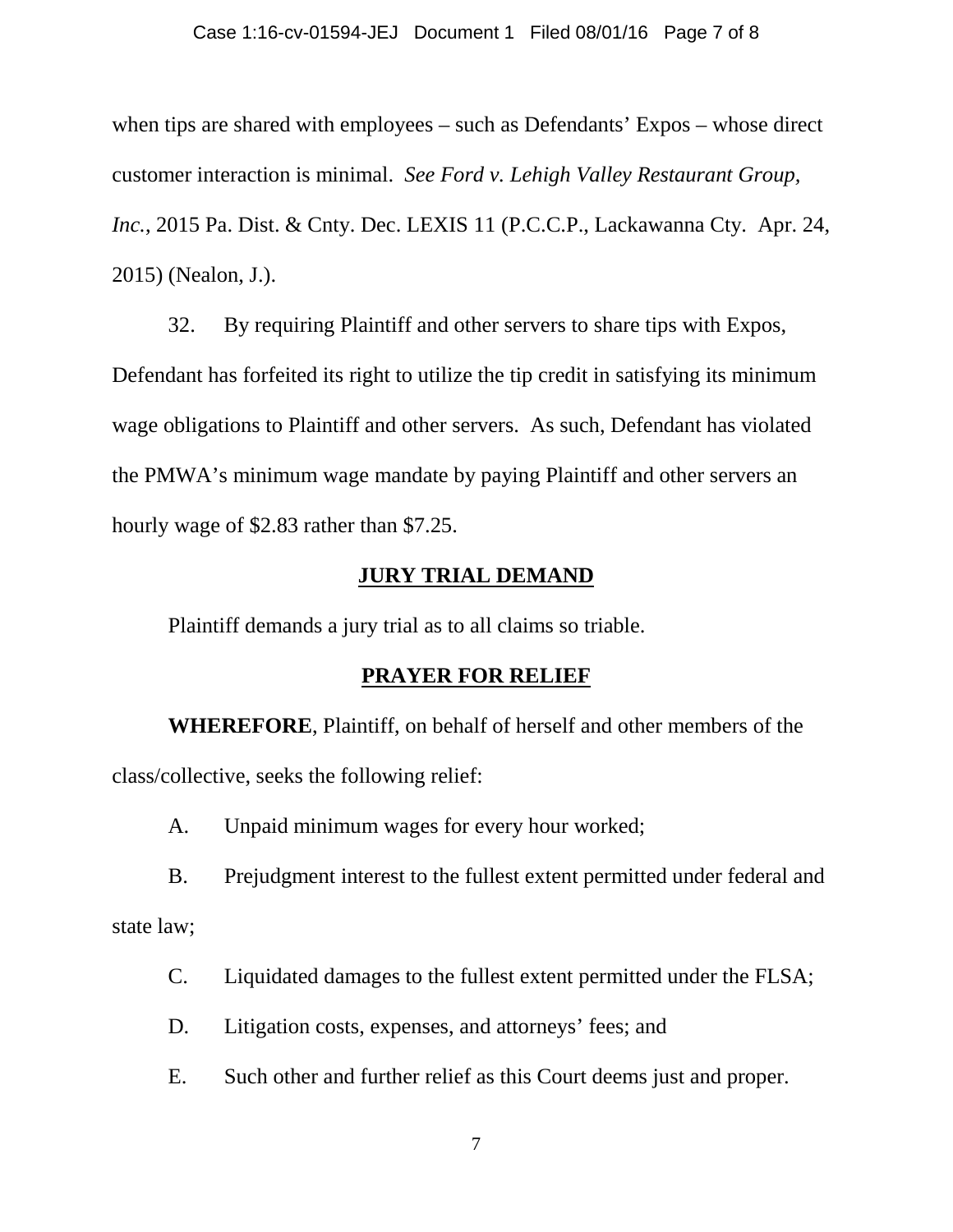when tips are shared with employees – such as Defendants' Expos – whose direct customer interaction is minimal. *See Ford v. Lehigh Valley Restaurant Group, Inc.*, 2015 Pa. Dist. & Cnty. Dec. LEXIS 11 (P.C.C.P., Lackawanna Cty. Apr. 24, 2015) (Nealon, J.).

32. By requiring Plaintiff and other servers to share tips with Expos, Defendant has forfeited its right to utilize the tip credit in satisfying its minimum wage obligations to Plaintiff and other servers. As such, Defendant has violated the PMWA's minimum wage mandate by paying Plaintiff and other servers an hourly wage of $2.83 rather than $7.25.

## **JURY TRIAL DEMAND**

Plaintiff demands a jury trial as to all claims so triable.

## **PRAYER FOR RELIEF**

**WHEREFORE**, Plaintiff, on behalf of herself and other members of the class/collective, seeks the following relief:

A. Unpaid minimum wages for every hour worked;

B. Prejudgment interest to the fullest extent permitted under federal and state law;

C. Liquidated damages to the fullest extent permitted under the FLSA;

D. Litigation costs, expenses, and attorneys' fees; and

E. Such other and further relief as this Court deems just and proper.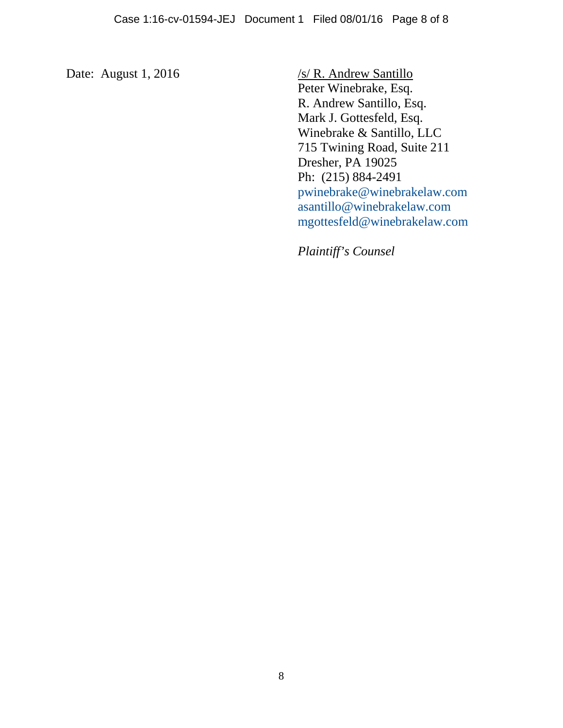Date: August 1, 2016

/s/ R. Andrew Santillo
Peter Winebrake, Esq.
R. Andrew Santillo, Esq.
Mark J. Gottesfeld, Esq.
Winebrake & Santillo, LLC
715 Twining Road, Suite 211
Dresher, PA 19025
Ph: (215) 884-2491
pwinebrake@winebrakelaw.com
asantillo@winebrakelaw.com
mgottesfeld@winebrakelaw.com

*Plaintiff's Counsel*